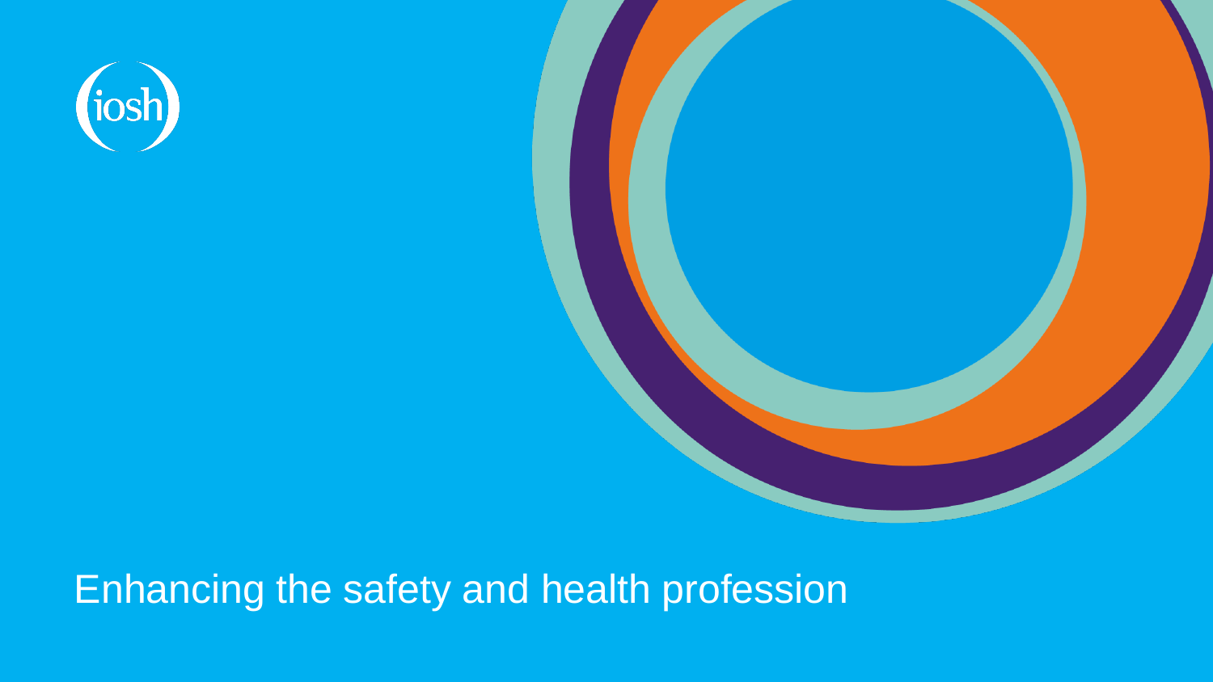iosh

# Enhancing the safety and health profession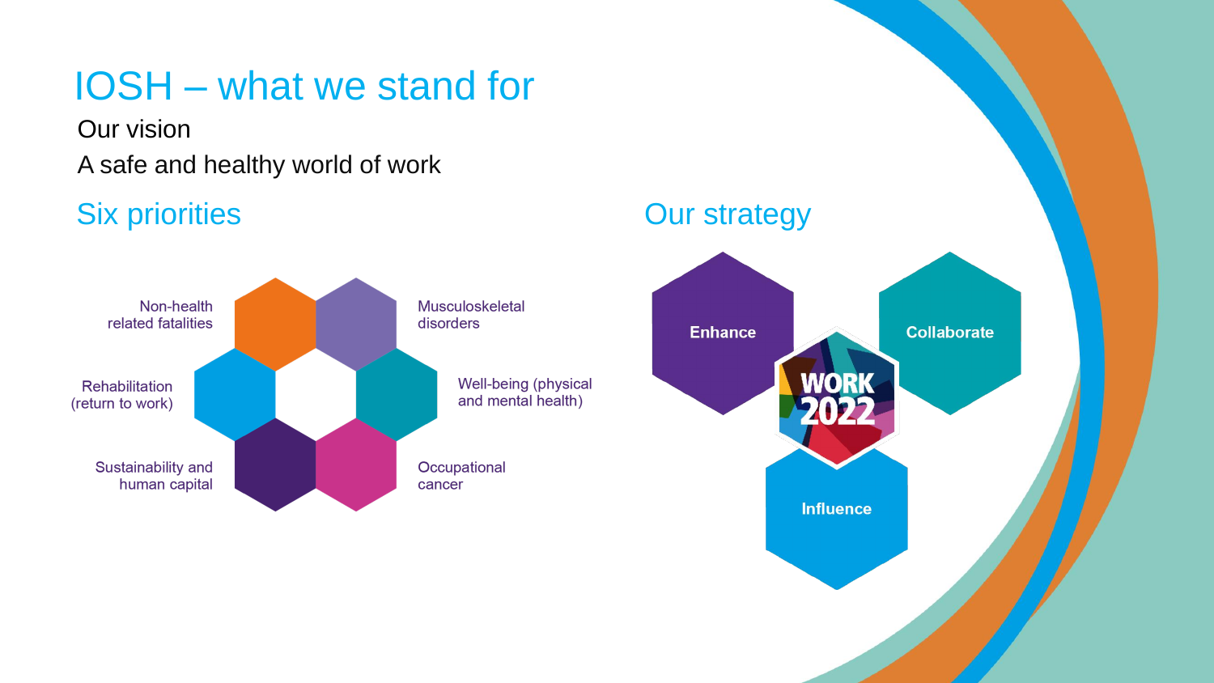# IOSH – what we stand for

Our vision

A safe and healthy world of work

## Six priorities

- Non-health related fatalities
- Musculoskeletal disorders
- Rehabilitation (return to work)
- Well-being (physical and mental health)
- Sustainability and human capital
- Occupational cancer

## Our strategy

WORK 2022

- Enhance
- Collaborate
- Influence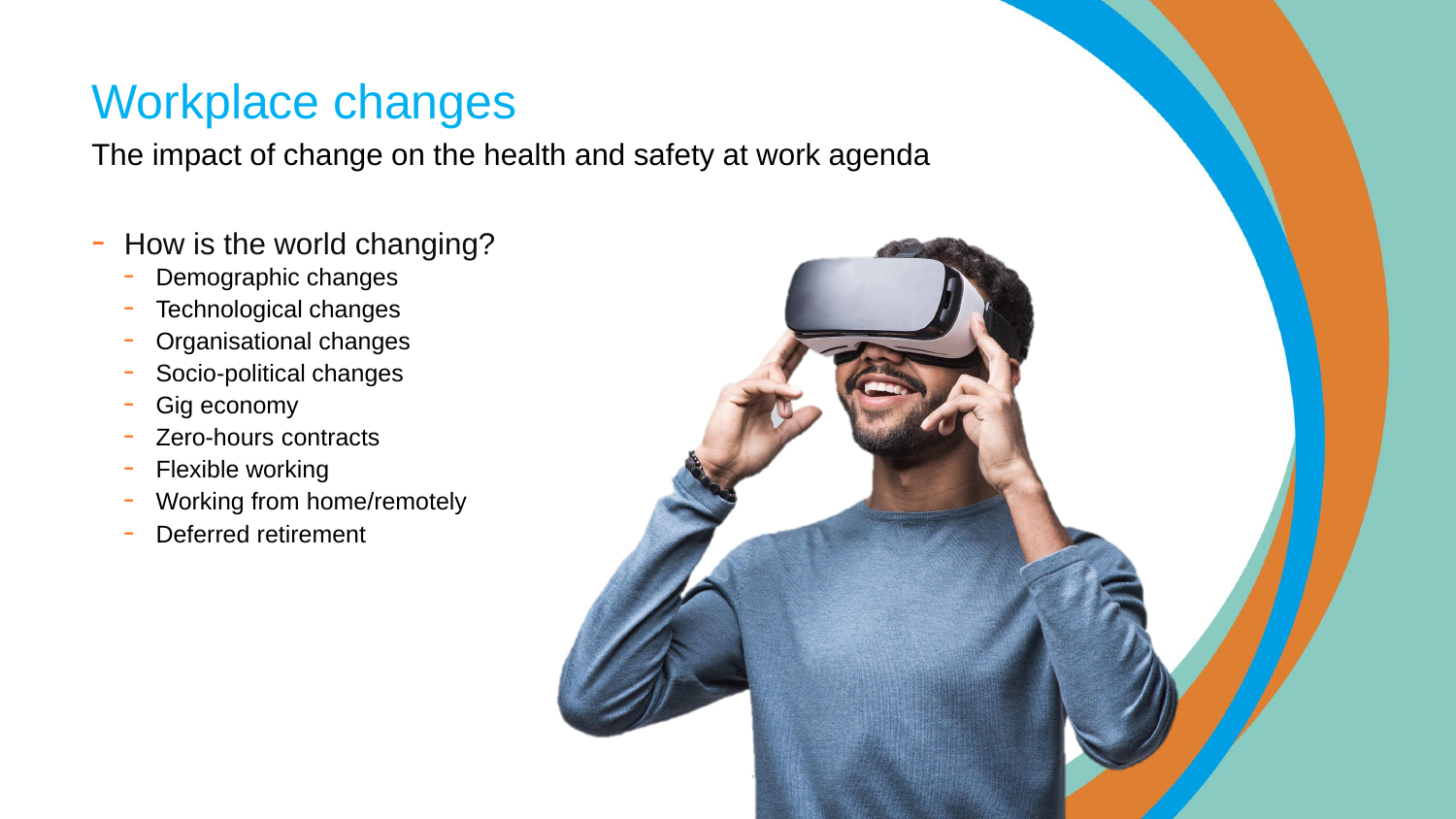# Workplace changes

The impact of change on the health and safety at work agenda

- How is the world changing?
  - Demographic changes
  - Technological changes
  - Organisational changes
  - Socio-political changes
  - Gig economy
  - Zero-hours contracts
  - Flexible working
  - Working from home/remotely
  - Deferred retirement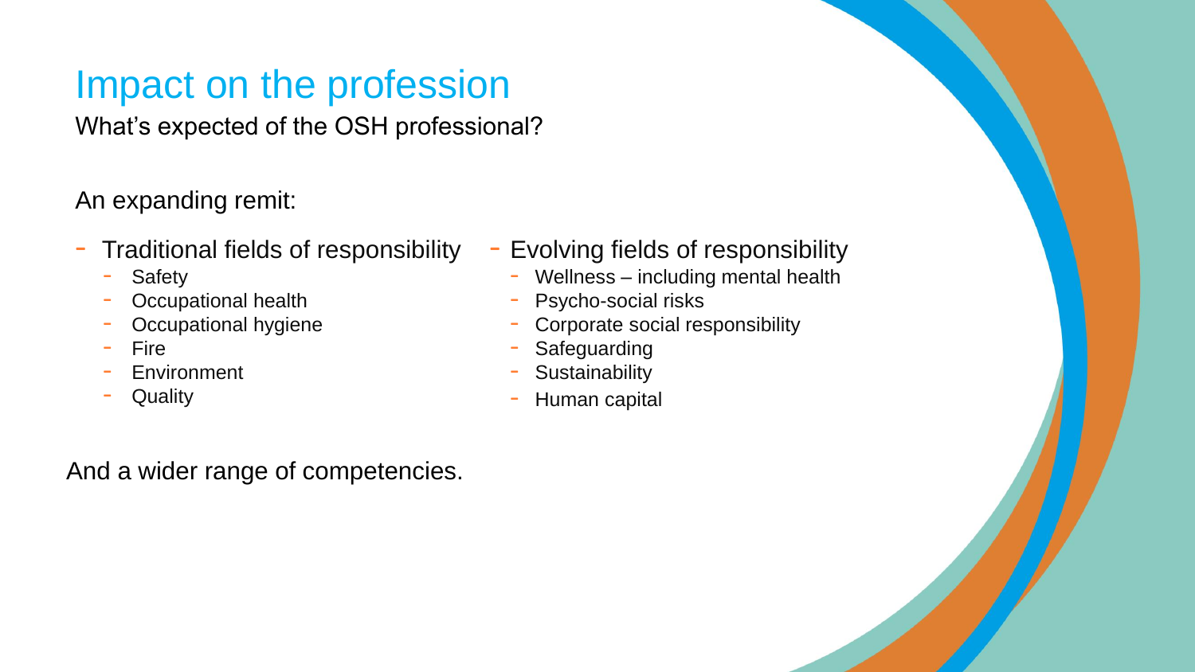# Impact on the profession

What's expected of the OSH professional?

An expanding remit:

- Traditional fields of responsibility
  - Safety
  - Occupational health
  - Occupational hygiene
  - Fire
  - Environment
  - Quality
- Evolving fields of responsibility
  - Wellness – including mental health
  - Psycho-social risks
  - Corporate social responsibility
  - Safeguarding
  - Sustainability
  - Human capital

And a wider range of competencies.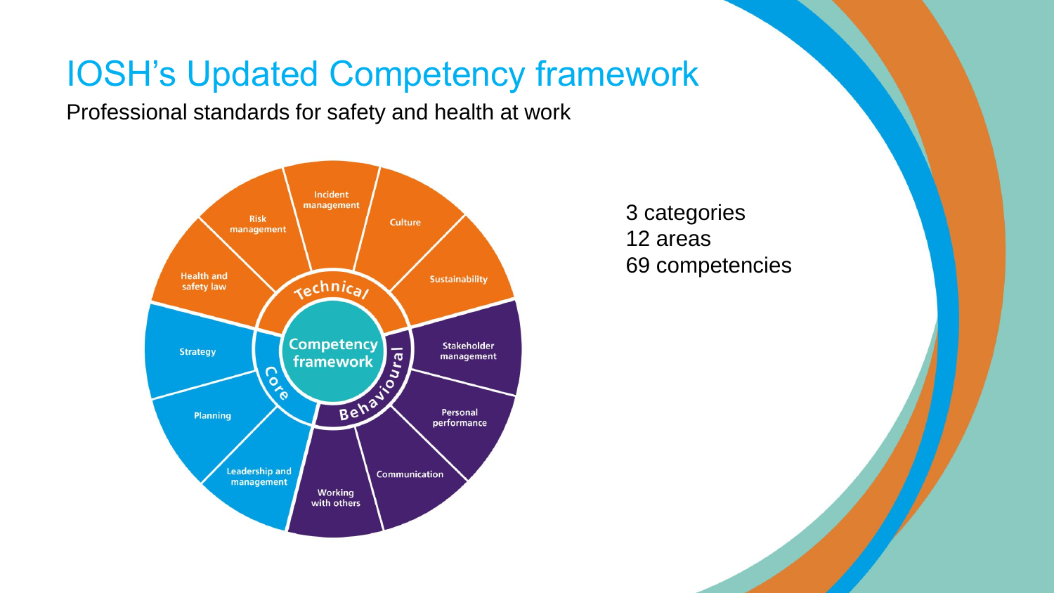# IOSH's Updated Competency framework

Professional standards for safety and health at work

Competency framework

Technical: Health and safety law, Risk management, Incident management, Culture, Sustainability

Behavioural: Stakeholder management, Personal performance, Communication, Working with others

Core: Leadership and management, Planning, Strategy

3 categories
12 areas
69 competencies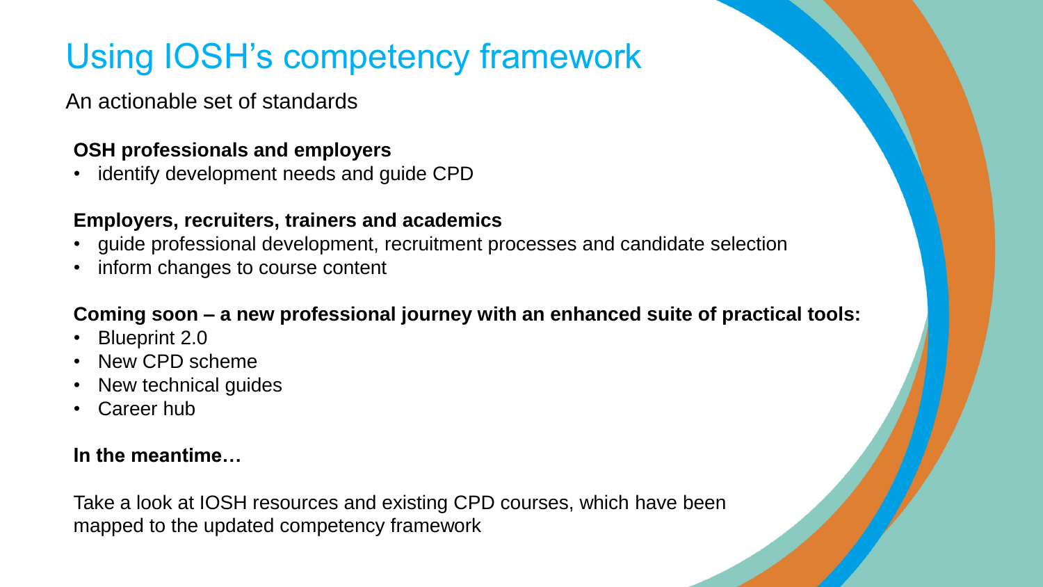# Using IOSH's competency framework

An actionable set of standards

**OSH professionals and employers**

- identify development needs and guide CPD

**Employers, recruiters, trainers and academics**

- guide professional development, recruitment processes and candidate selection
- inform changes to course content

**Coming soon – a new professional journey with an enhanced suite of practical tools:**

- Blueprint 2.0
- New CPD scheme
- New technical guides
- Career hub

**In the meantime…**

Take a look at IOSH resources and existing CPD courses, which have been mapped to the updated competency framework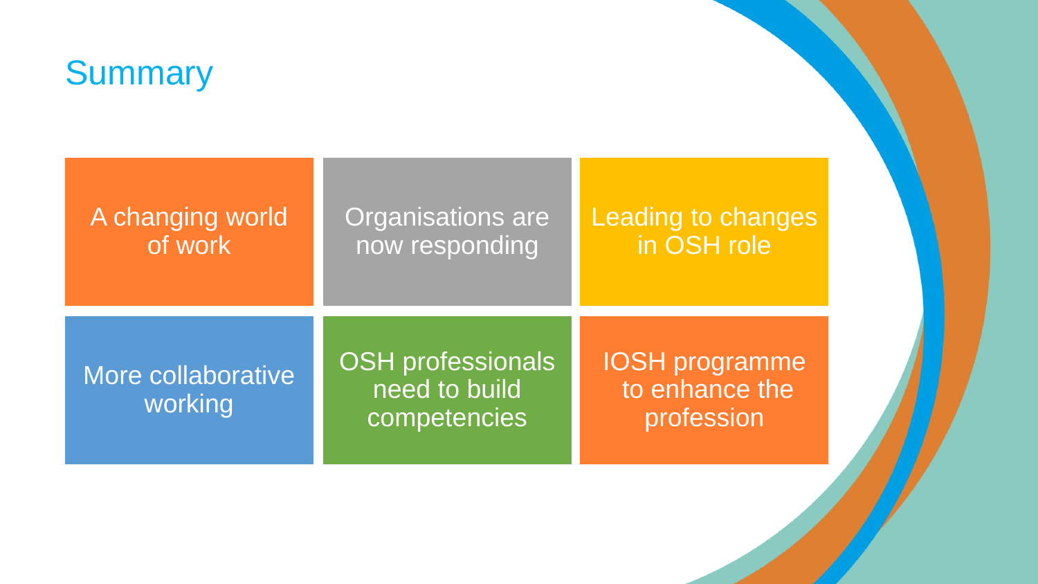# Summary

- A changing world of work
- Organisations are now responding
- Leading to changes in OSH role
- More collaborative working
- OSH professionals need to build competencies
- IOSH programme to enhance the profession